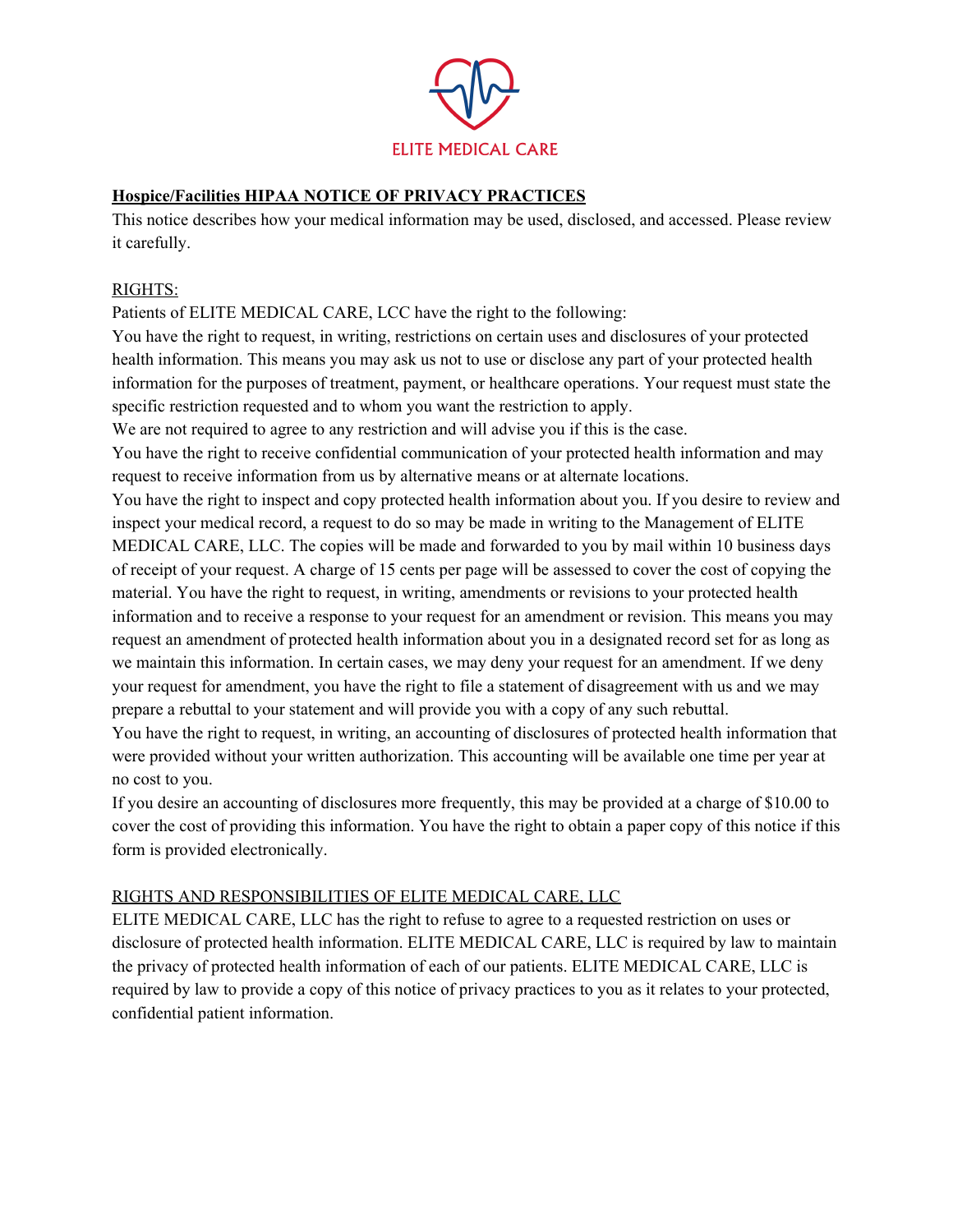ELITE MEDICAL CARE

**Hospice/Facilities HIPAA NOTICE OF PRIVACY PRACTICES**

This notice describes how your medical information may be used, disclosed, and accessed. Please review it carefully.

RIGHTS:

Patients of ELITE MEDICAL CARE, LCC have the right to the following:

You have the right to request, in writing, restrictions on certain uses and disclosures of your protected health information. This means you may ask us not to use or disclose any part of your protected health information for the purposes of treatment, payment, or healthcare operations. Your request must state the specific restriction requested and to whom you want the restriction to apply.

We are not required to agree to any restriction and will advise you if this is the case.

You have the right to receive confidential communication of your protected health information and may request to receive information from us by alternative means or at alternate locations.

You have the right to inspect and copy protected health information about you. If you desire to review and inspect your medical record, a request to do so may be made in writing to the Management of ELITE MEDICAL CARE, LLC. The copies will be made and forwarded to you by mail within 10 business days of receipt of your request. A charge of 15 cents per page will be assessed to cover the cost of copying the material. You have the right to request, in writing, amendments or revisions to your protected health information and to receive a response to your request for an amendment or revision. This means you may request an amendment of protected health information about you in a designated record set for as long as we maintain this information. In certain cases, we may deny your request for an amendment. If we deny your request for amendment, you have the right to file a statement of disagreement with us and we may prepare a rebuttal to your statement and will provide you with a copy of any such rebuttal.

You have the right to request, in writing, an accounting of disclosures of protected health information that were provided without your written authorization. This accounting will be available one time per year at no cost to you.

If you desire an accounting of disclosures more frequently, this may be provided at a charge of $10.00 to cover the cost of providing this information. You have the right to obtain a paper copy of this notice if this form is provided electronically.

RIGHTS AND RESPONSIBILITIES OF ELITE MEDICAL CARE, LLC

ELITE MEDICAL CARE, LLC has the right to refuse to agree to a requested restriction on uses or disclosure of protected health information. ELITE MEDICAL CARE, LLC is required by law to maintain the privacy of protected health information of each of our patients. ELITE MEDICAL CARE, LLC is required by law to provide a copy of this notice of privacy practices to you as it relates to your protected, confidential patient information.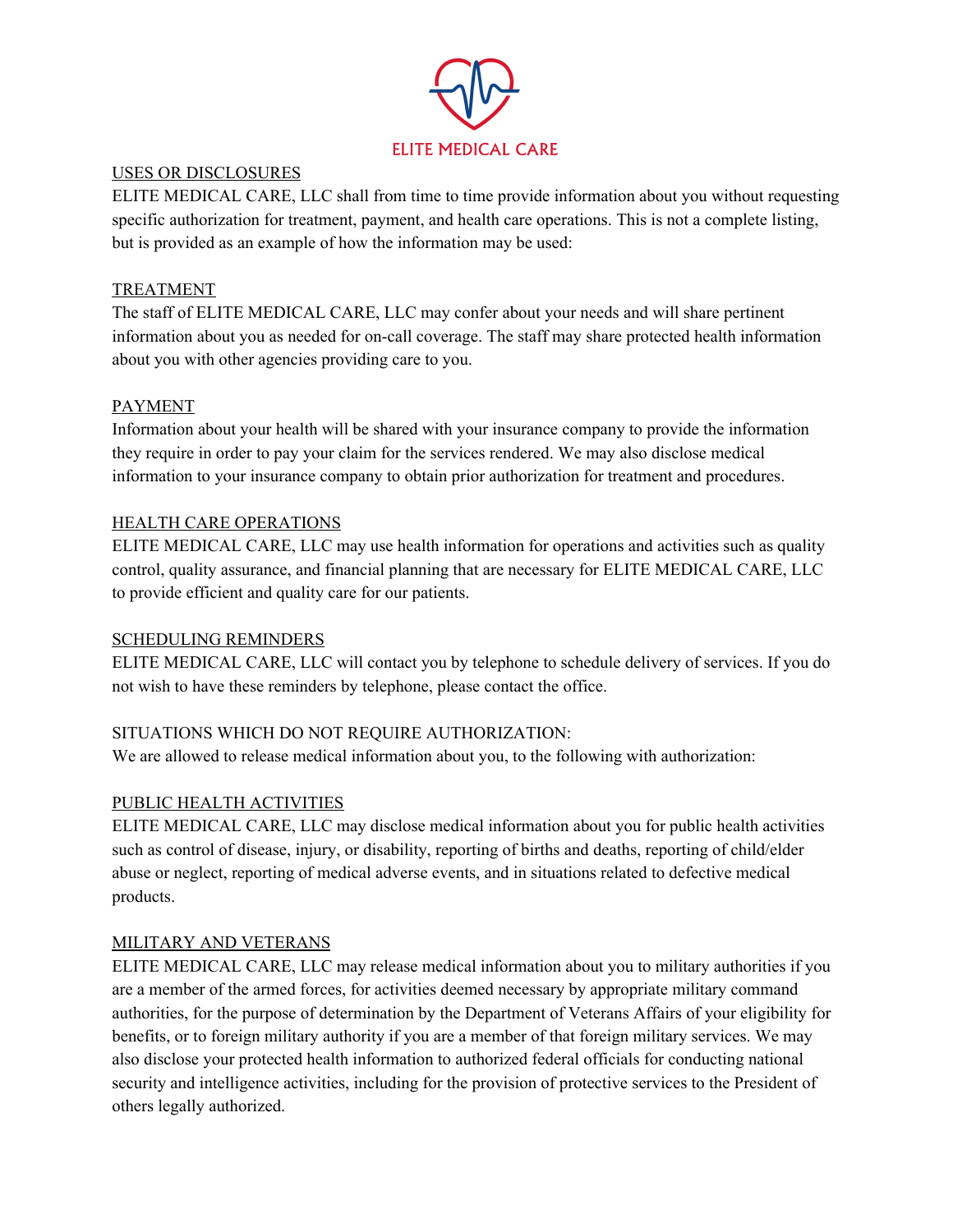ELITE MEDICAL CARE

USES OR DISCLOSURES

ELITE MEDICAL CARE, LLC shall from time to time provide information about you without requesting specific authorization for treatment, payment, and health care operations. This is not a complete listing, but is provided as an example of how the information may be used:

TREATMENT

The staff of ELITE MEDICAL CARE, LLC may confer about your needs and will share pertinent information about you as needed for on-call coverage. The staff may share protected health information about you with other agencies providing care to you.

PAYMENT

Information about your health will be shared with your insurance company to provide the information they require in order to pay your claim for the services rendered. We may also disclose medical information to your insurance company to obtain prior authorization for treatment and procedures.

HEALTH CARE OPERATIONS

ELITE MEDICAL CARE, LLC may use health information for operations and activities such as quality control, quality assurance, and financial planning that are necessary for ELITE MEDICAL CARE, LLC to provide efficient and quality care for our patients.

SCHEDULING REMINDERS

ELITE MEDICAL CARE, LLC will contact you by telephone to schedule delivery of services. If you do not wish to have these reminders by telephone, please contact the office.

SITUATIONS WHICH DO NOT REQUIRE AUTHORIZATION:

We are allowed to release medical information about you, to the following with authorization:

PUBLIC HEALTH ACTIVITIES

ELITE MEDICAL CARE, LLC may disclose medical information about you for public health activities such as control of disease, injury, or disability, reporting of births and deaths, reporting of child/elder abuse or neglect, reporting of medical adverse events, and in situations related to defective medical products.

MILITARY AND VETERANS

ELITE MEDICAL CARE, LLC may release medical information about you to military authorities if you are a member of the armed forces, for activities deemed necessary by appropriate military command authorities, for the purpose of determination by the Department of Veterans Affairs of your eligibility for benefits, or to foreign military authority if you are a member of that foreign military services. We may also disclose your protected health information to authorized federal officials for conducting national security and intelligence activities, including for the provision of protective services to the President of others legally authorized.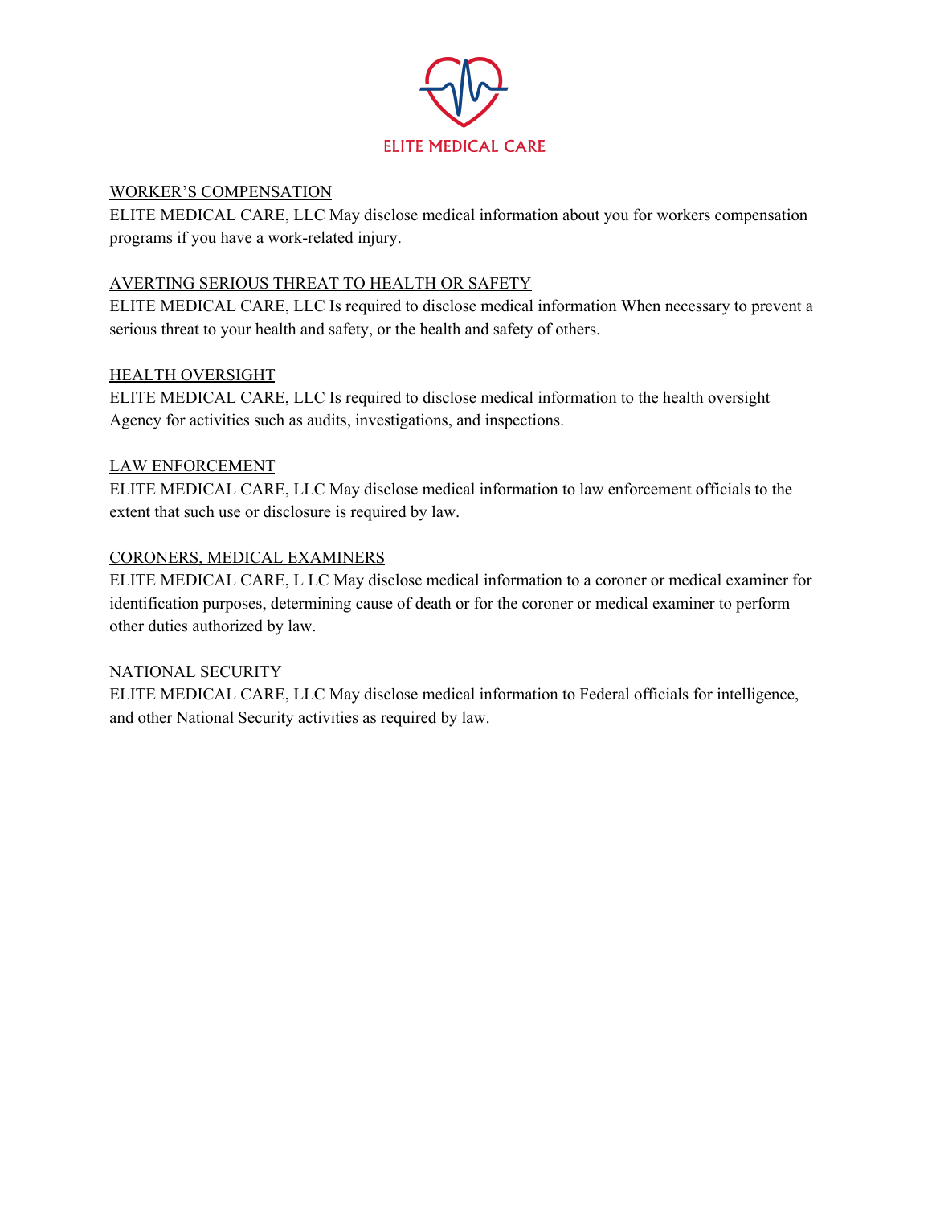ELITE MEDICAL CARE

WORKER'S COMPENSATION

ELITE MEDICAL CARE, LLC May disclose medical information about you for workers compensation programs if you have a work-related injury.

AVERTING SERIOUS THREAT TO HEALTH OR SAFETY

ELITE MEDICAL CARE, LLC Is required to disclose medical information When necessary to prevent a serious threat to your health and safety, or the health and safety of others.

HEALTH OVERSIGHT

ELITE MEDICAL CARE, LLC Is required to disclose medical information to the health oversight Agency for activities such as audits, investigations, and inspections.

LAW ENFORCEMENT

ELITE MEDICAL CARE, LLC May disclose medical information to law enforcement officials to the extent that such use or disclosure is required by law.

CORONERS, MEDICAL EXAMINERS

ELITE MEDICAL CARE, L LC May disclose medical information to a coroner or medical examiner for identification purposes, determining cause of death or for the coroner or medical examiner to perform other duties authorized by law.

NATIONAL SECURITY

ELITE MEDICAL CARE, LLC May disclose medical information to Federal officials for intelligence, and other National Security activities as required by law.